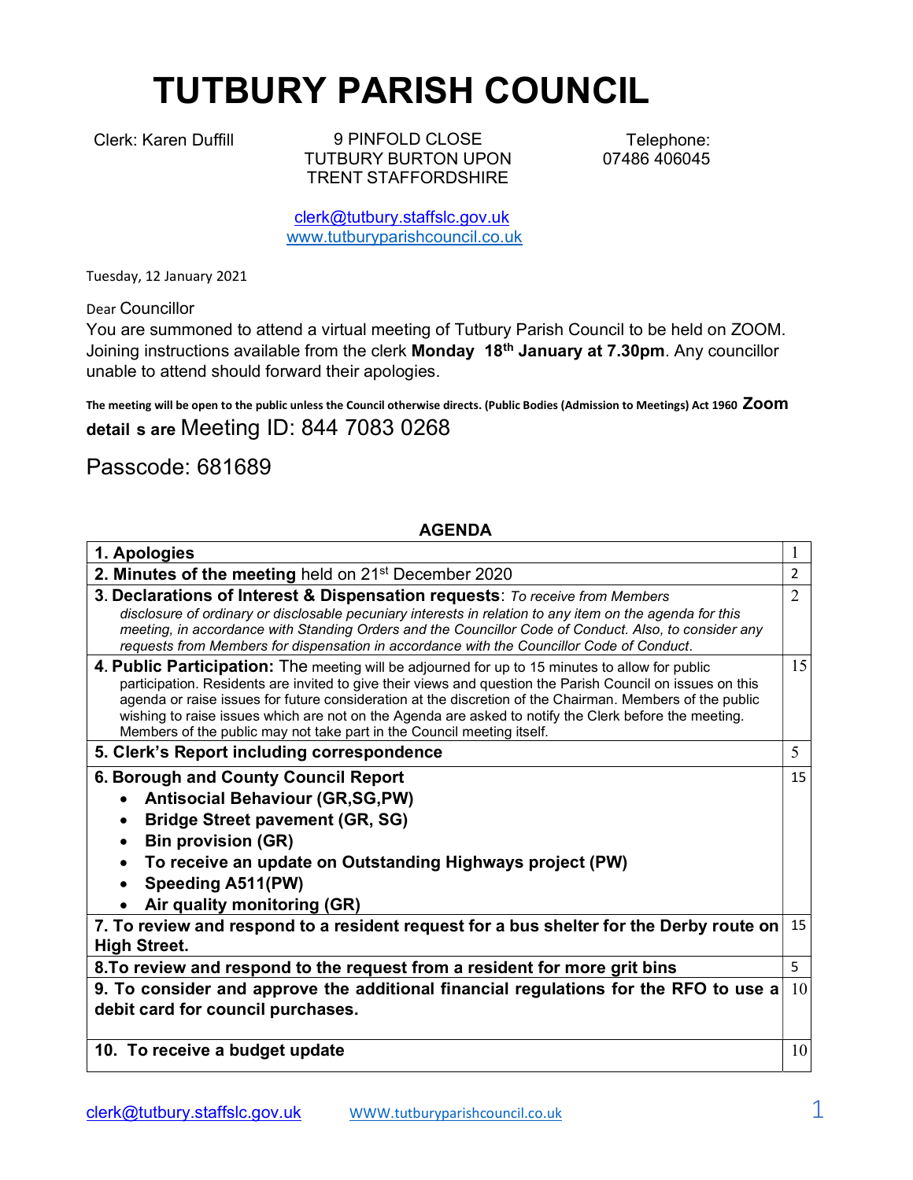# TUTBURY PARISH COUNCIL

Clerk: Karen Duffill

9 PINFOLD CLOSE
TUTBURY BURTON UPON TRENT STAFFORDSHIRE

Telephone:
07486 406045

clerk@tutbury.staffslc.gov.uk
www.tutburyparishcouncil.co.uk

Tuesday, 12 January 2021

Dear Councillor

You are summoned to attend a virtual meeting of Tutbury Parish Council to be held on ZOOM. Joining instructions available from the clerk **Monday 18th January at 7.30pm**. Any councillor unable to attend should forward their apologies.

**The meeting will be open to the public unless the Council otherwise directs. (Public Bodies (Admission to Meetings) Act 1960 Zoom detail s are** Meeting ID: 844 7083 0268

Passcode: 681689

**AGENDA**

| | |
|---|---|
| **1. Apologies** | 1 |
| **2. Minutes of the meeting** held on 21st December 2020 | 2 |
| **3. Declarations of Interest & Dispensation requests**: *To receive from Members disclosure of ordinary or disclosable pecuniary interests in relation to any item on the agenda for this meeting, in accordance with Standing Orders and the Councillor Code of Conduct. Also, to consider any requests from Members for dispensation in accordance with the Councillor Code of Conduct.* | 2 |
| **4. Public Participation:** The meeting will be adjourned for up to 15 minutes to allow for public participation. Residents are invited to give their views and question the Parish Council on issues on this agenda or raise issues for future consideration at the discretion of the Chairman. Members of the public wishing to raise issues which are not on the Agenda are asked to notify the Clerk before the meeting. Members of the public may not take part in the Council meeting itself. | 15 |
| **5. Clerk's Report including correspondence** | 5 |
| **6. Borough and County Council Report**<br>• **Antisocial Behaviour (GR,SG,PW)**<br>• **Bridge Street pavement (GR, SG)**<br>• **Bin provision (GR)**<br>• **To receive an update on Outstanding Highways project (PW)**<br>• **Speeding A511(PW)**<br>• **Air quality monitoring (GR)** | 15 |
| **7. To review and respond to a resident request for a bus shelter for the Derby route on High Street.** | 15 |
| **8.To review and respond to the request from a resident for more grit bins** | 5 |
| **9. To consider and approve the additional financial regulations for the RFO to use a debit card for council purchases.** | 10 |
| **10. To receive a budget update** | 10 |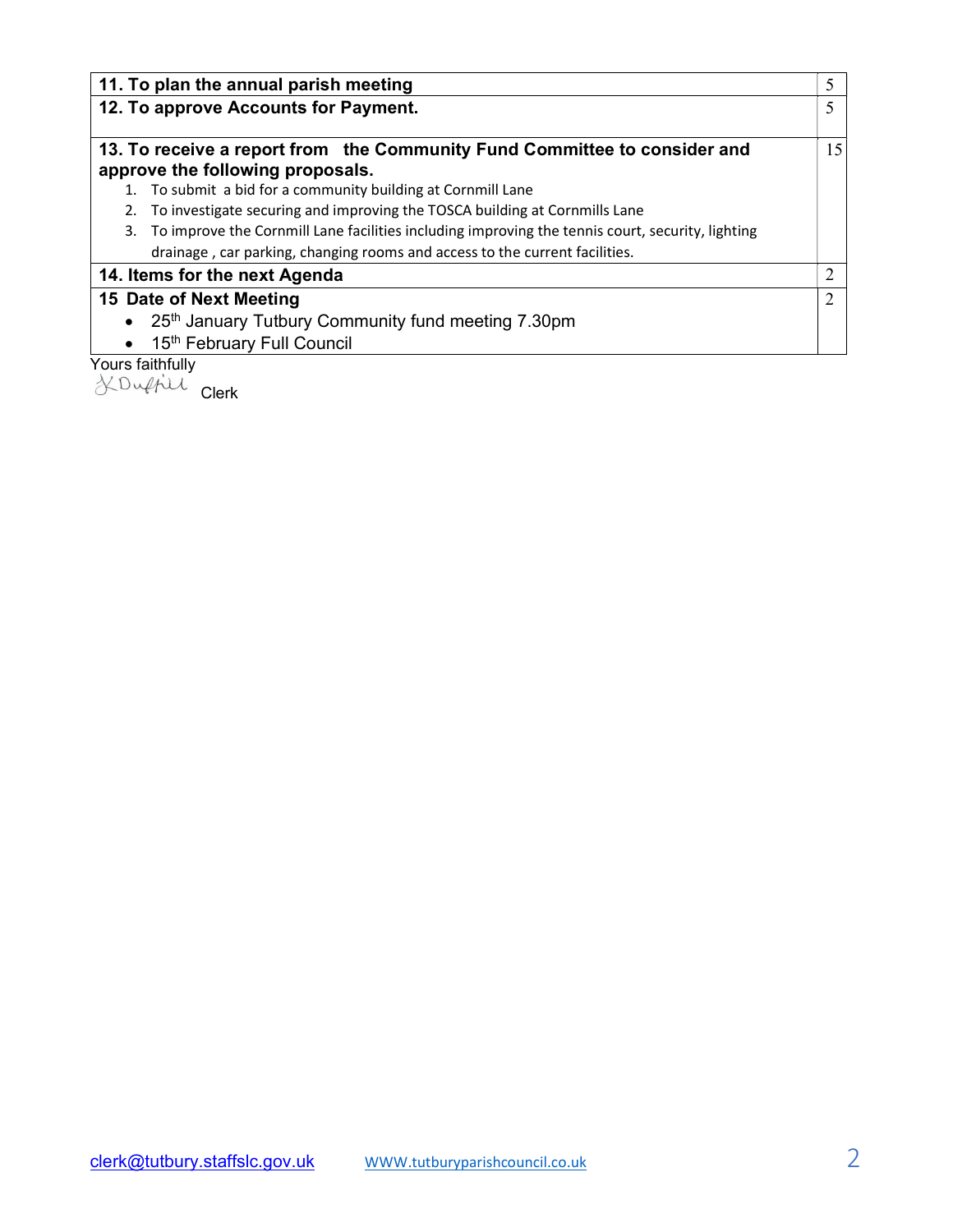| | |
|---|---|
| **11. To plan the annual parish meeting** | 5 |
| **12. To approve Accounts for Payment.** | 5 |
| **13. To receive a report from the Community Fund Committee to consider and approve the following proposals.**<br>1. To submit a bid for a community building at Cornmill Lane<br>2. To investigate securing and improving the TOSCA building at Cornmills Lane<br>3. To improve the Cornmill Lane facilities including improving the tennis court, security, lighting drainage , car parking, changing rooms and access to the current facilities. | 15 |
| **14. Items for the next Agenda** | 2 |
| **15 Date of Next Meeting**<br>• 25th January Tutbury Community fund meeting 7.30pm<br>• 15th February Full Council | 2 |

Yours faithfully

K Duffill Clerk

clerk@tutbury.staffslc.gov.uk WWW.tutburyparishcouncil.co.uk